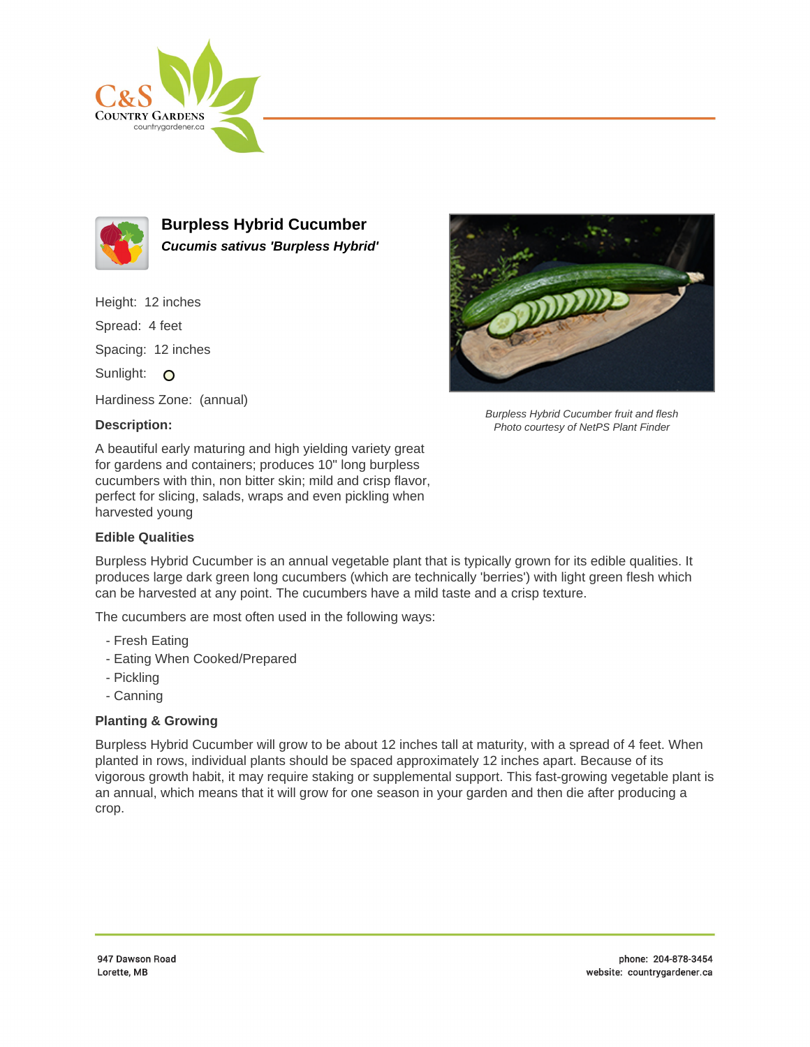# Burpless Hybrid Cucumber

***Cucumis sativus 'Burpless Hybrid'***

Height: 12 inches

Spread: 4 feet

Spacing: 12 inches

Sunlight: O

Hardiness Zone: (annual)

**Description:**

A beautiful early maturing and high yielding variety great for gardens and containers; produces 10" long burpless cucumbers with thin, non bitter skin; mild and crisp flavor, perfect for slicing, salads, wraps and even pickling when harvested young

*Burpless Hybrid Cucumber fruit and flesh*
*Photo courtesy of NetPS Plant Finder*

## Edible Qualities

Burpless Hybrid Cucumber is an annual vegetable plant that is typically grown for its edible qualities. It produces large dark green long cucumbers (which are technically 'berries') with light green flesh which can be harvested at any point. The cucumbers have a mild taste and a crisp texture.

The cucumbers are most often used in the following ways:

- Fresh Eating
- Eating When Cooked/Prepared
- Pickling
- Canning

## Planting & Growing

Burpless Hybrid Cucumber will grow to be about 12 inches tall at maturity, with a spread of 4 feet. When planted in rows, individual plants should be spaced approximately 12 inches apart. Because of its vigorous growth habit, it may require staking or supplemental support. This fast-growing vegetable plant is an annual, which means that it will grow for one season in your garden and then die after producing a crop.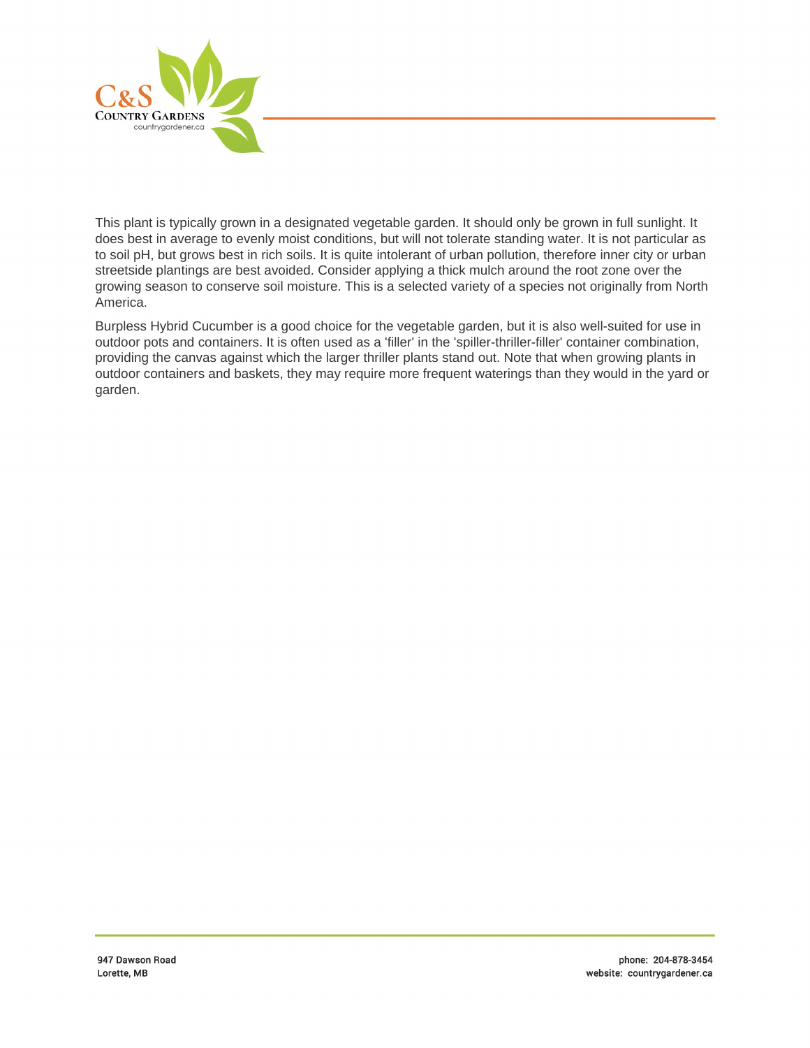This plant is typically grown in a designated vegetable garden. It should only be grown in full sunlight. It does best in average to evenly moist conditions, but will not tolerate standing water. It is not particular as to soil pH, but grows best in rich soils. It is quite intolerant of urban pollution, therefore inner city or urban streetside plantings are best avoided. Consider applying a thick mulch around the root zone over the growing season to conserve soil moisture. This is a selected variety of a species not originally from North America.

Burpless Hybrid Cucumber is a good choice for the vegetable garden, but it is also well-suited for use in outdoor pots and containers. It is often used as a 'filler' in the 'spiller-thriller-filler' container combination, providing the canvas against which the larger thriller plants stand out. Note that when growing plants in outdoor containers and baskets, they may require more frequent waterings than they would in the yard or garden.